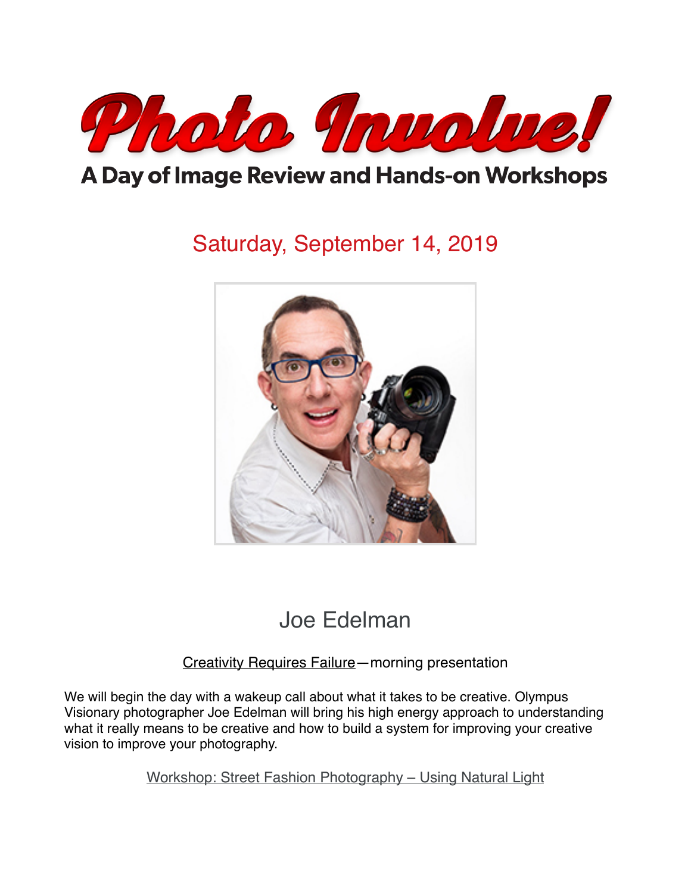# Photo Involve!

## A Day of Image Review and Hands-on Workshops

Saturday, September 14, 2019

## Joe Edelman

Creativity Requires Failure—morning presentation

We will begin the day with a wakeup call about what it takes to be creative. Olympus Visionary photographer Joe Edelman will bring his high energy approach to understanding what it really means to be creative and how to build a system for improving your creative vision to improve your photography.

Workshop: Street Fashion Photography – Using Natural Light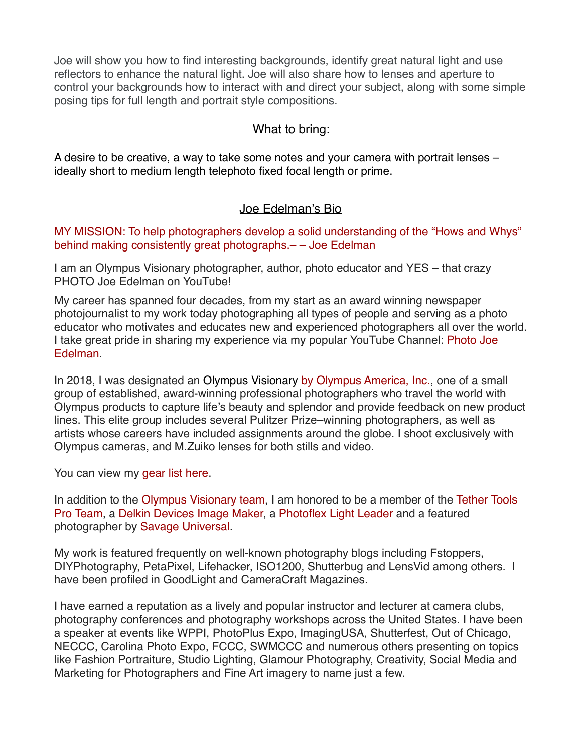Joe will show you how to find interesting backgrounds, identify great natural light and use reflectors to enhance the natural light. Joe will also share how to lenses and aperture to control your backgrounds how to interact with and direct your subject, along with some simple posing tips for full length and portrait style compositions.

## What to bring:

A desire to be creative, a way to take some notes and your camera with portrait lenses – ideally short to medium length telephoto fixed focal length or prime.

## Joe Edelman's Bio

MY MISSION: To help photographers develop a solid understanding of the "Hows and Whys" behind making consistently great photographs.– – Joe Edelman

I am an Olympus Visionary photographer, author, photo educator and YES – that crazy PHOTO Joe Edelman on YouTube!

My career has spanned four decades, from my start as an award winning newspaper photojournalist to my work today photographing all types of people and serving as a photo educator who motivates and educates new and experienced photographers all over the world. I take great pride in sharing my experience via my popular YouTube Channel: Photo Joe Edelman.

In 2018, I was designated an Olympus Visionary by Olympus America, Inc., one of a small group of established, award-winning professional photographers who travel the world with Olympus products to capture life's beauty and splendor and provide feedback on new product lines. This elite group includes several Pulitzer Prize–winning photographers, as well as artists whose careers have included assignments around the globe. I shoot exclusively with Olympus cameras, and M.Zuiko lenses for both stills and video.

You can view my gear list here.

In addition to the Olympus Visionary team, I am honored to be a member of the Tether Tools Pro Team, a Delkin Devices Image Maker, a Photoflex Light Leader and a featured photographer by Savage Universal.

My work is featured frequently on well-known photography blogs including Fstoppers, DIYPhotography, PetaPixel, Lifehacker, ISO1200, Shutterbug and LensVid among others. I have been profiled in GoodLight and CameraCraft Magazines.

I have earned a reputation as a lively and popular instructor and lecturer at camera clubs, photography conferences and photography workshops across the United States. I have been a speaker at events like WPPI, PhotoPlus Expo, ImagingUSA, Shutterfest, Out of Chicago, NECCC, Carolina Photo Expo, FCCC, SWMCCC and numerous others presenting on topics like Fashion Portraiture, Studio Lighting, Glamour Photography, Creativity, Social Media and Marketing for Photographers and Fine Art imagery to name just a few.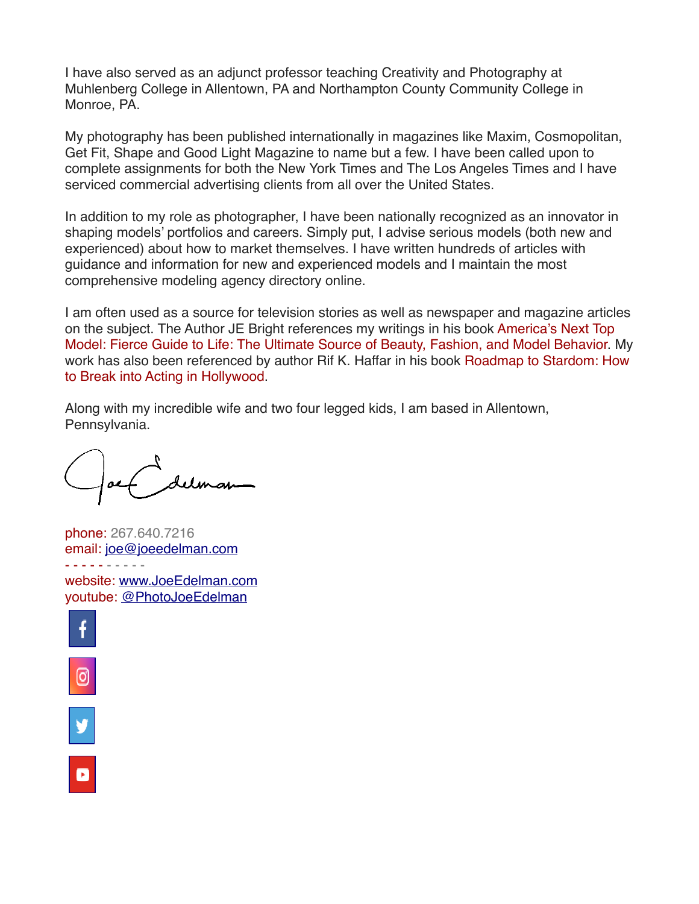I have also served as an adjunct professor teaching Creativity and Photography at Muhlenberg College in Allentown, PA and Northampton County Community College in Monroe, PA.

My photography has been published internationally in magazines like Maxim, Cosmopolitan, Get Fit, Shape and Good Light Magazine to name but a few. I have been called upon to complete assignments for both the New York Times and The Los Angeles Times and I have serviced commercial advertising clients from all over the United States.

In addition to my role as photographer, I have been nationally recognized as an innovator in shaping models' portfolios and careers. Simply put, I advise serious models (both new and experienced) about how to market themselves. I have written hundreds of articles with guidance and information for new and experienced models and I maintain the most comprehensive modeling agency directory online.

I am often used as a source for television stories as well as newspaper and magazine articles on the subject. The Author JE Bright references my writings in his book America's Next Top Model: Fierce Guide to Life: The Ultimate Source of Beauty, Fashion, and Model Behavior. My work has also been referenced by author Rif K. Haffar in his book Roadmap to Stardom: How to Break into Acting in Hollywood.

Along with my incredible wife and two four legged kids, I am based in Allentown, Pennsylvania.

Joe Edelman

phone: 267.640.7216
email: joe@joeedelman.com
- - - - - - - - - -
website: www.JoeEdelman.com
youtube: @PhotoJoeEdelman